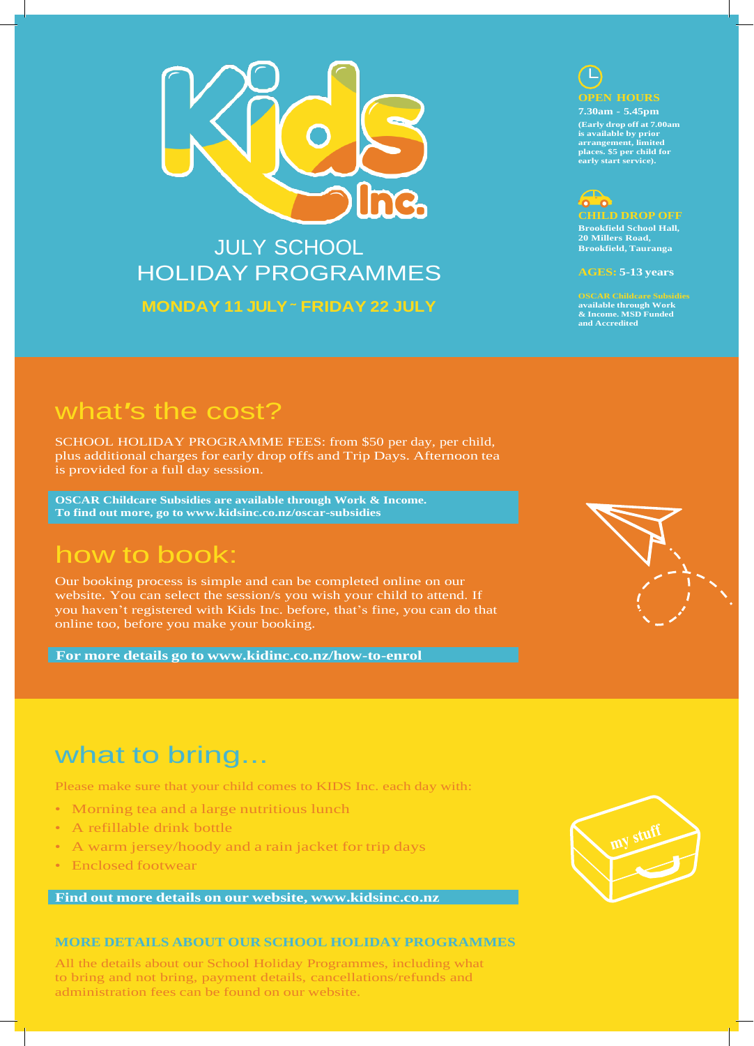# Kids Inc.

## JULY SCHOOL HOLIDAY PROGRAMMES

**MONDAY 11 JULY ~ FRIDAY 22 JULY**

**OPEN HOURS**

**7.30am - 5.45pm**

**(Early drop off at 7.00am is available by prior arrangement, limited places. $5 per child for early start service).**

**CHILD DROP OFF**

**Brookfield School Hall, 20 Millers Road, Brookfield, Tauranga**

**AGES: 5-13 years**

**OSCAR Childcare Subsidies available through Work & Income. MSD Funded and Accredited**

## what's the cost?

SCHOOL HOLIDAY PROGRAMME FEES: from $50 per day, per child, plus additional charges for early drop offs and Trip Days. Afternoon tea is provided for a full day session.

**OSCAR Childcare Subsidies are available through Work & Income. To find out more, go to www.kidsinc.co.nz/oscar-subsidies**

## how to book:

Our booking process is simple and can be completed online on our website. You can select the session/s you wish your child to attend. If you haven't registered with Kids Inc. before, that's fine, you can do that online too, before you make your booking.

**For more details go to www.kidinc.co.nz/how-to-enrol**

## what to bring...

Please make sure that your child comes to KIDS Inc. each day with:

- Morning tea and a large nutritious lunch
- A refillable drink bottle
- A warm jersey/hoody and a rain jacket for trip days
- Enclosed footwear

**Find out more details on our website, www.kidsinc.co.nz**

my stuff

### MORE DETAILS ABOUT OUR SCHOOL HOLIDAY PROGRAMMES

All the details about our School Holiday Programmes, including what to bring and not bring, payment details, cancellations/refunds and administration fees can be found on our website.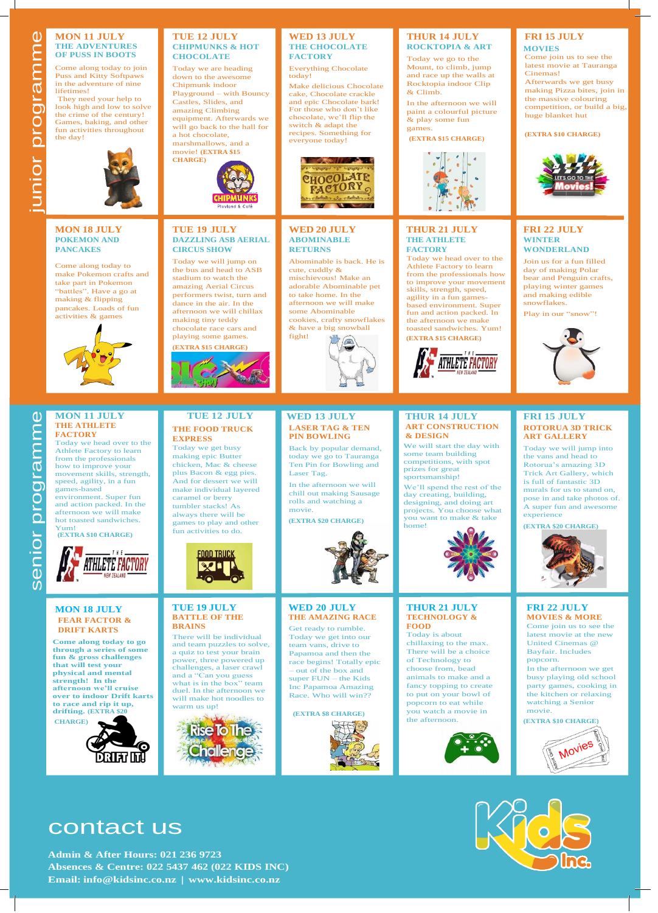# junior programme

## MON 11 JULY
### THE ADVENTURES OF PUSS IN BOOTS

Come along today to join Puss and Kitty Softpaws in the adventure of nine lifetimes!
They need your help to look high and low to solve the crime of the century! Games, baking, and other fun activities throughout the day!

## TUE 12 JULY
### CHIPMUNKS & HOT CHOCOLATE

Today we are heading down to the awesome Chipmunk indoor Playground – with Bouncy Castles, Slides, and amazing Climbing equipment. Afterwards we will go back to the hall for a hot chocolate, marshmallows, and a movie! **(EXTRA $15 CHARGE)**

## WED 13 JULY
### THE CHOCOLATE FACTORY

Everything Chocolate today!

Make delicious Chocolate cake, Chocolate crackle and epic Chocolate bark! For those who don't like chocolate, we'll flip the switch & adapt the recipes. Something for everyone today!

## THUR 14 JULY
### ROCKTOPIA & ART

Today we go to the Mount, to climb, jump and race up the walls at Rocktopia indoor Clip & Climb.

In the afternoon we will paint a colourful picture & play some fun games.

**(EXTRA $15 CHARGE)**

## FRI 15 JULY
### MOVIES

Come join us to see the latest movie at Tauranga Cinemas!
Afterwards we get busy making Pizza bites, join in the massive colouring competition, or build a big, huge blanket hut

**(EXTRA $10 CHARGE)**

## MON 18 JULY
### POKEMON AND PANCAKES

Come along today to make Pokemon crafts and take part in Pokemon "battles". Have a go at making & flipping pancakes. Loads of fun activities & games

## TUE 19 JULY
### DAZZLING ASB AERIAL CIRCUS SHOW

Today we will jump on the bus and head to ASB stadium to watch the amazing Aerial Circus performers twist, turn and dance in the air. In the afternoon we will chillax making tiny teddy chocolate race cars and playing some games.

**(EXTRA $15 CHARGE)**

## WED 20 JULY
### ABOMINABLE RETURNS

Abominable is back. He is cute, cuddly & mischievous! Make an adorable Abominable pet to take home. In the afternoon we will make some Abominable cookies, crafty snowflakes & have a big snowball fight!

## THUR 21 JULY
### THE ATHLETE FACTORY

Today we head over to the Athlete Factory to learn from the professionals how to improve your movement skills, strength, speed, agility in a fun games-based environment. Super fun and action packed. In the afternoon we make toasted sandwiches. Yum!

**(EXTRA $15 CHARGE)**

## FRI 22 JULY
### WINTER WONDERLAND

Join us for a fun filled day of making Polar bear and Penguin crafts, playing winter games and making edible snowflakes.

Play in our "snow"!

# senior programme

## MON 11 JULY
### THE ATHLETE FACTORY

Today we head over to the Athlete Factory to learn from the professionals how to improve your movement skills, strength, speed, agility, in a fun games-based environment. Super fun and action packed. In the afternoon we will make hot toasted sandwiches. Yum!

**(EXTRA $10 CHARGE)**

## TUE 12 JULY
### THE FOOD TRUCK EXPRESS

Today we get busy making epic Butter chicken, Mac & cheese plus Bacon & egg pies. And for dessert we will make individual layered caramel or berry tumbler stacks! As always there will be games to play and other fun activities to do.

## WED 13 JULY
### LASER TAG & TEN PIN BOWLING

Back by popular demand, today we go to Tauranga Ten Pin for Bowling and Laser Tag.

In the afternoon we will chill out making Sausage rolls and watching a movie.

**(EXTRA $20 CHARGE)**

## THUR 14 JULY
### ART CONSTRUCTION & DESIGN

We will start the day with some team building competitions, with spot prizes for great sportsmanship!

We'll spend the rest of the day creating, building, designing, and doing art projects. You choose what you want to make & take home!

## FRI 15 JULY
### ROTORUA 3D TRICK ART GALLERY

Today we will jump into the vans and head to Rotorua's amazing 3D Trick Art Gallery, which is full of fantastic 3D murals for us to stand on, pose in and take photos of. A super fun and awesome experience

**(EXTRA $20 CHARGE)**

## MON 18 JULY
### FEAR FACTOR & DRIFT KARTS

**Come along today to go through a series of some fun & gross challenges that will test your physical and mental strength! In the afternoon we'll cruise over to indoor Drift karts to race and rip it up, drifting. (EXTRA $20 CHARGE)**

## TUE 19 JULY
### BATTLE OF THE BRAINS

There will be individual and team puzzles to solve, a quiz to test your brain power, three powered up challenges, a laser crawl and a "Can you guess what is in the box" team duel. In the afternoon we will make hot noodles to warm us up!

## WED 20 JULY
### THE AMAZING RACE

Get ready to rumble. Today we get into our team vans, drive to Papamoa and then the race begins! Totally epic – out of the box and super FUN – the Kids Inc Papamoa Amazing Race. Who will win??

**(EXTRA $8 CHARGE)**

## THUR 21 JULY
### TECHNOLOGY & FOOD

Today is about chillaxing to the max. There will be a choice of Technology to choose from, bead animals to make and a fancy topping to create to put on your bowl of popcorn to eat while you watch a movie in the afternoon.

## FRI 22 JULY
### MOVIES & MORE

Come join us to see the latest movie at the new United Cinemas @ Bayfair. Includes popcorn.
In the afternoon we get busy playing old school party games, cooking in the kitchen or relaxing watching a Senior movie.

**(EXTRA $10 CHARGE)**

# contact us

**Admin & After Hours: 021 236 9723**
**Absences & Centre: 022 5437 462 (022 KIDS INC)**
**Email: info@kidsinc.co.nz | www.kidsinc.co.nz**